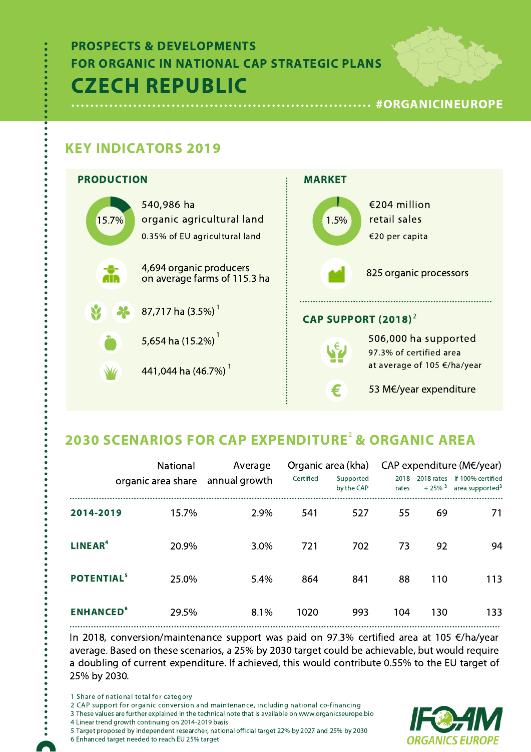### PROSPECTS & DEVELOPMENTS FOR ORGANIC IN NATIONAL CAP STRATEGIC PLANS

# CZECH REPUBLIC

#ORGANICINEUROPE

## KEY INDICATORS 2019

### PRODUCTION

15.7%

540,986 ha
organic agricultural land
0.35% of EU agricultural land

4,694 organic producers
on average farms of 115.3 ha

87,717 ha (3.5%) [1]

5,654 ha (15.2%) [1]

441,044 ha (46.7%) [1]

### MARKET

1.5%

€204 million
retail sales
€20 per capita

825 organic processors

### CAP SUPPORT (2018) [2]

506,000 ha supported
97.3% of certified area
at average of 105 €/ha/year

53 M€/year expenditure

## 2030 SCENARIOS FOR CAP EXPENDITURE [2] & ORGANIC AREA

| | National organic area share | Average annual growth | Organic area (kha) | | CAP expenditure (M€/year) | | |
|---|---|---|---|---|---|---|---|
| | | | Certified | Supported by the CAP | 2018 rates | 2018 rates + 25% [3] | If 100% certified area supported [3] |
| **2014-2019** | 15.7% | 2.9% | 541 | 527 | 55 | 69 | 71 |
| **LINEAR** [4] | 20.9% | 3.0% | 721 | 702 | 73 | 92 | 94 |
| **POTENTIAL** [5] | 25.0% | 5.4% | 864 | 841 | 88 | 110 | 113 |
| **ENHANCED** [6] | 29.5% | 8.1% | 1020 | 993 | 104 | 130 | 133 |

In 2018, conversion/maintenance support was paid on 97.3% certified area at 105 €/ha/year average. Based on these scenarios, a 25% by 2030 target could be achievable, but would require a doubling of current expenditure. If achieved, this would contribute 0.55% to the EU target of 25% by 2030.

1 Share of national total for category
2 CAP support for organic conversion and maintenance, including national co-financing
3 These values are further explained in the technical note that is available on www.organicseurope.bio
4 Linear trend growth continuing on 2014-2019 basis
5 Target proposed by independent researcher, national official target 22% by 2027 and 25% by 2030
6 Enhanced target needed to reach EU 25% target

IFOAM ORGANICS EUROPE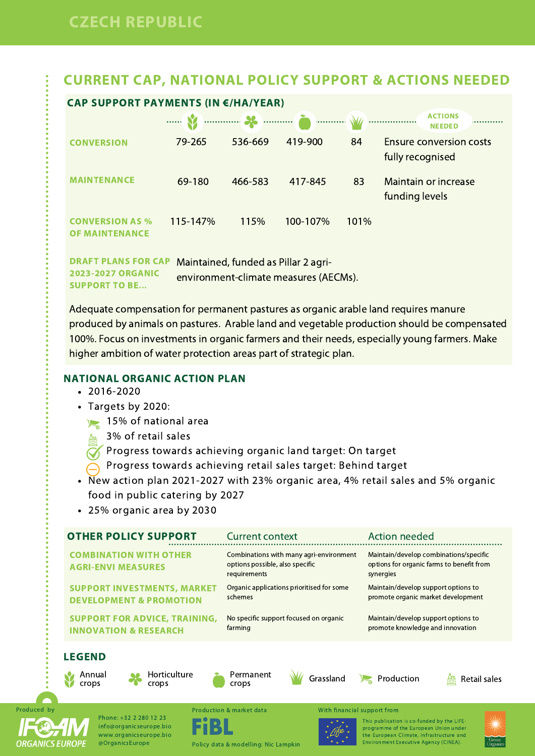# CZECH REPUBLIC

## CURRENT CAP, NATIONAL POLICY SUPPORT & ACTIONS NEEDED

### CAP SUPPORT PAYMENTS (IN €/HA/YEAR)

| | Annual crops | Horticulture crops | Permanent crops | Grassland | Actions needed |
|---|---|---|---|---|---|
| CONVERSION | 79-265 | 536-669 | 419-900 | 84 | Ensure conversion costs fully recognised |
| MAINTENANCE | 69-180 | 466-583 | 417-845 | 83 | Maintain or increase funding levels |
| CONVERSION AS % OF MAINTENANCE | 115-147% | 115% | 100-107% | 101% | |

**DRAFT PLANS FOR CAP 2023-2027 ORGANIC SUPPORT TO BE...** Maintained, funded as Pillar 2 agri-environment-climate measures (AECMs).

Adequate compensation for permanent pastures as organic arable land requires manure produced by animals on pastures. Arable land and vegetable production should be compensated 100%. Focus on investments in organic farmers and their needs, especially young farmers. Make higher ambition of water protection areas part of strategic plan.

### NATIONAL ORGANIC ACTION PLAN

- 2016-2020
- Targets by 2020:
  - 15% of national area
  - 3% of retail sales
  - Progress towards achieving organic land target: On target
  - Progress towards achieving retail sales target: Behind target
- New action plan 2021-2027 with 23% organic area, 4% retail sales and 5% organic food in public catering by 2027
- 25% organic area by 2030

### OTHER POLICY SUPPORT

| OTHER POLICY SUPPORT | Current context | Action needed |
|---|---|---|
| COMBINATION WITH OTHER AGRI-ENVI MEASURES | Combinations with many agri-environment options possible, also specific requirements | Maintain/develop combinations/specific options for organic farms to benefit from synergies |
| SUPPORT INVESTMENTS, MARKET DEVELOPMENT & PROMOTION | Organic applications prioritised for some schemes | Maintain/develop support options to promote organic market development |
| SUPPORT FOR ADVICE, TRAINING, INNOVATION & RESEARCH | No specific support focused on organic farming | Maintain/develop support options to promote knowledge and innovation |

### LEGEND

Annual crops, Horticulture crops, Permanent crops, Grassland, Production, Retail sales

Produced by IFOAM Organics Europe

Phone: +32 2 280 12 23
info@organicseurope.bio
www.organicseurope.bio
@OrganicsEurope

Production & market data: FiBL

Policy data & modelling: Nic Lampkin

With financial support from

This publication is co-funded by the LIFE-programme of the European Union under the European Climate, Infrastructure and Environment Executive Agency (CINEA).